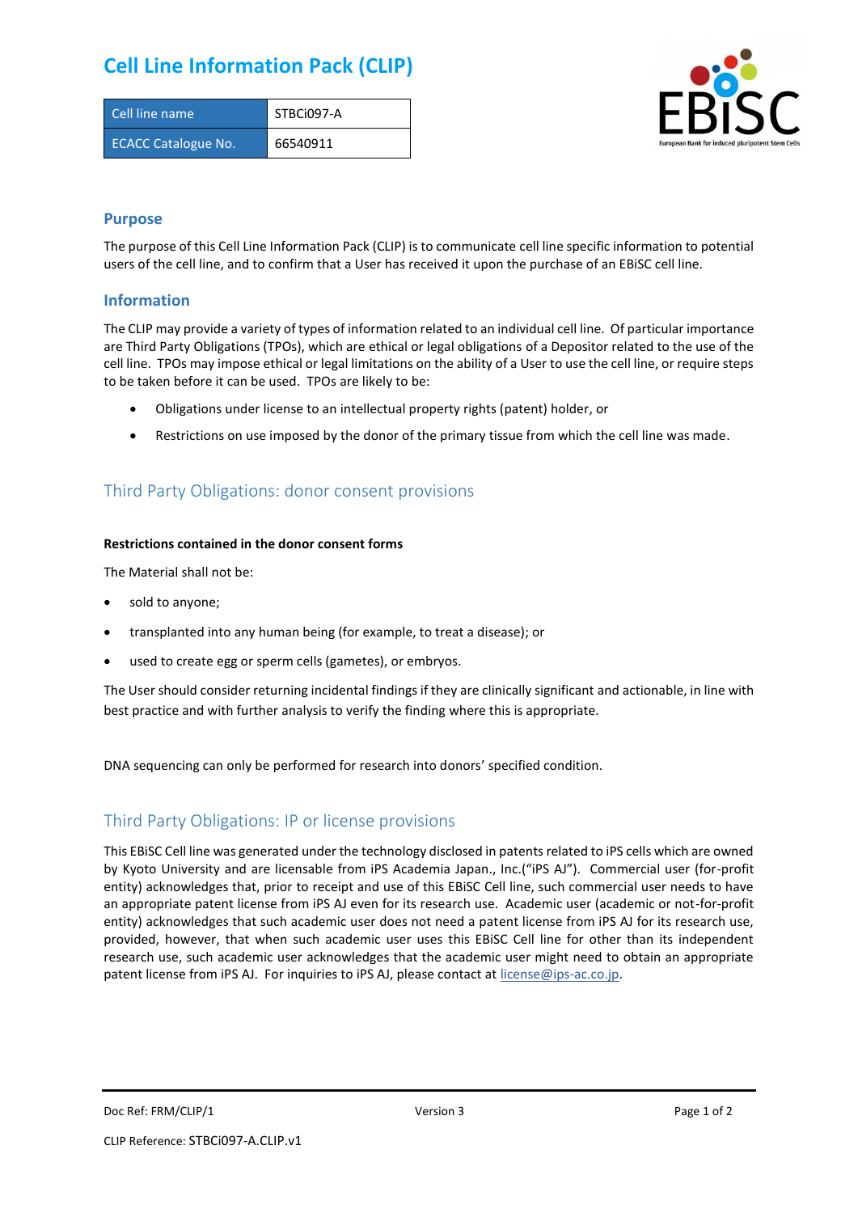# Cell Line Information Pack (CLIP)

| Cell line name | STBCi097-A |
|---|---|
| ECACC Catalogue No. | 66540911 |

## Purpose

The purpose of this Cell Line Information Pack (CLIP) is to communicate cell line specific information to potential users of the cell line, and to confirm that a User has received it upon the purchase of an EBiSC cell line.

## Information

The CLIP may provide a variety of types of information related to an individual cell line. Of particular importance are Third Party Obligations (TPOs), which are ethical or legal obligations of a Depositor related to the use of the cell line. TPOs may impose ethical or legal limitations on the ability of a User to use the cell line, or require steps to be taken before it can be used. TPOs are likely to be:

- Obligations under license to an intellectual property rights (patent) holder, or
- Restrictions on use imposed by the donor of the primary tissue from which the cell line was made.

## Third Party Obligations: donor consent provisions

**Restrictions contained in the donor consent forms**

The Material shall not be:

- sold to anyone;
- transplanted into any human being (for example, to treat a disease); or
- used to create egg or sperm cells (gametes), or embryos.

The User should consider returning incidental findings if they are clinically significant and actionable, in line with best practice and with further analysis to verify the finding where this is appropriate.

DNA sequencing can only be performed for research into donors' specified condition.

## Third Party Obligations: IP or license provisions

This EBiSC Cell line was generated under the technology disclosed in patents related to iPS cells which are owned by Kyoto University and are licensable from iPS Academia Japan., Inc.("iPS AJ"). Commercial user (for-profit entity) acknowledges that, prior to receipt and use of this EBiSC Cell line, such commercial user needs to have an appropriate patent license from iPS AJ even for its research use. Academic user (academic or not-for-profit entity) acknowledges that such academic user does not need a patent license from iPS AJ for its research use, provided, however, that when such academic user uses this EBiSC Cell line for other than its independent research use, such academic user acknowledges that the academic user might need to obtain an appropriate patent license from iPS AJ. For inquiries to iPS AJ, please contact at license@ips-ac.co.jp.

Doc Ref: FRM/CLIP/1 Version 3

CLIP Reference: STBCi097-A.CLIP.v1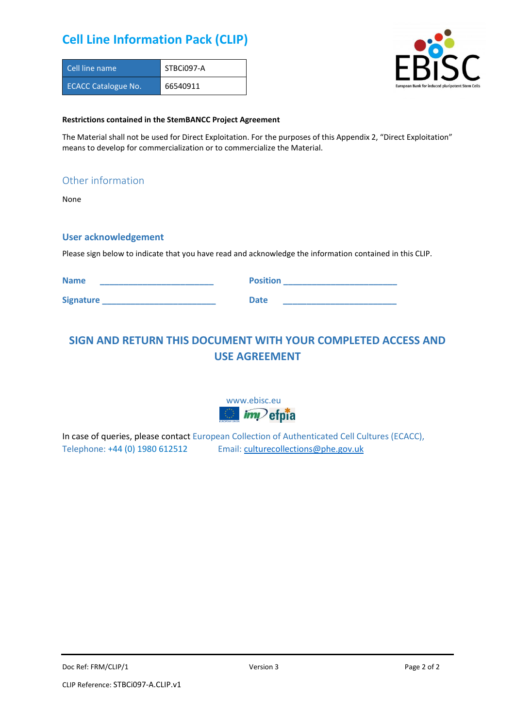# Cell Line Information Pack (CLIP)

| | |
|---|---|
| Cell line name | STBCi097-A |
| ECACC Catalogue No. | 66540911 |

**Restrictions contained in the StemBANCC Project Agreement**

The Material shall not be used for Direct Exploitation. For the purposes of this Appendix 2, "Direct Exploitation" means to develop for commercialization or to commercialize the Material.

## Other information

None

## User acknowledgement

Please sign below to indicate that you have read and acknowledge the information contained in this CLIP.

**Name** ________________________ **Position** ________________________

**Signature** ________________________ **Date** ________________________

## SIGN AND RETURN THIS DOCUMENT WITH YOUR COMPLETED ACCESS AND USE AGREEMENT

www.ebisc.eu

In case of queries, please contact European Collection of Authenticated Cell Cultures (ECACC), Telephone: +44 (0) 1980 612512 Email: culturecollections@phe.gov.uk

Doc Ref: FRM/CLIP/1 Version 3

CLIP Reference: STBCi097-A.CLIP.v1